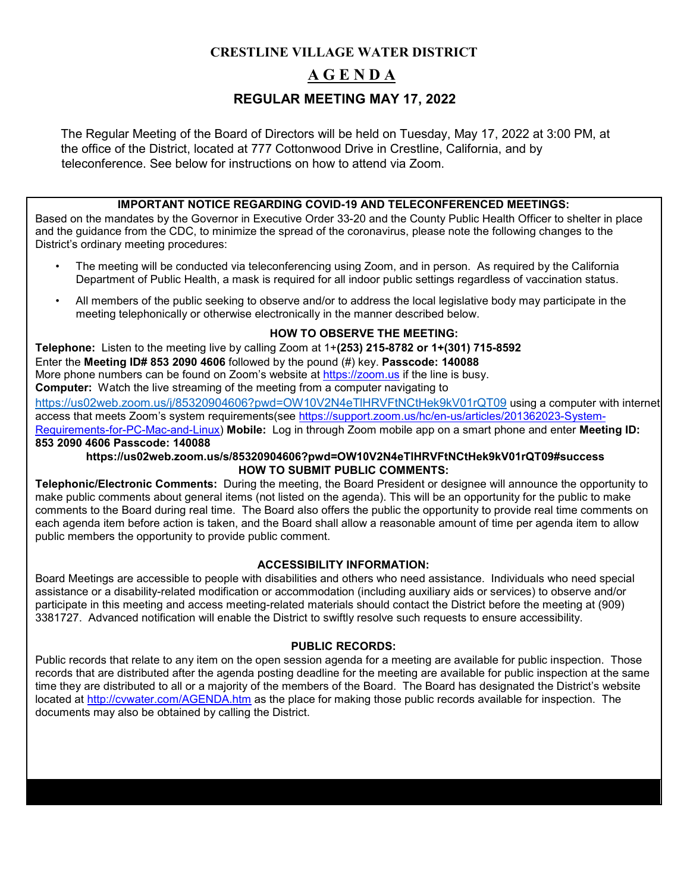# CRESTLINE VILLAGE WATER DISTRICT

## A G E N D A

## REGULAR MEETING MAY 17, 2022

The Regular Meeting of the Board of Directors will be held on Tuesday, May 17, 2022 at 3:00 PM, at the office of the District, located at 777 Cottonwood Drive in Crestline, California, and by teleconference. See below for instructions on how to attend via Zoom.

### IMPORTANT NOTICE REGARDING COVID-19 AND TELECONFERENCED MEETINGS:

Based on the mandates by the Governor in Executive Order 33-20 and the County Public Health Officer to shelter in place and the guidance from the CDC, to minimize the spread of the coronavirus, please note the following changes to the District's ordinary meeting procedures:

- The meeting will be conducted via teleconferencing using Zoom, and in person. As required by the California Department of Public Health, a mask is required for all indoor public settings regardless of vaccination status.
- All members of the public seeking to observe and/or to address the local legislative body may participate in the meeting telephonically or otherwise electronically in the manner described below.

### HOW TO OBSERVE THE MEETING:

**Telephone:** Listen to the meeting live by calling Zoom at 1+**(253) 215-8782 or 1+(301) 715-8592**
Enter the **Meeting ID# 853 2090 4606** followed by the pound (#) key. **Passcode: 140088**
More phone numbers can be found on Zoom's website at https://zoom.us if the line is busy.
**Computer:** Watch the live streaming of the meeting from a computer navigating to https://us02web.zoom.us/j/85320904606?pwd=OW10V2N4eTlHRVFtNCtHek9kV01rQT09 using a computer with internet access that meets Zoom's system requirements(see https://support.zoom.us/hc/en-us/articles/201362023-System-Requirements-for-PC-Mac-and-Linux) **Mobile:** Log in through Zoom mobile app on a smart phone and enter **Meeting ID: 853 2090 4606 Passcode: 140088**

**https://us02web.zoom.us/s/85320904606?pwd=OW10V2N4eTlHRVFtNCtHek9kV01rQT09#success**

### HOW TO SUBMIT PUBLIC COMMENTS:

**Telephonic/Electronic Comments:** During the meeting, the Board President or designee will announce the opportunity to make public comments about general items (not listed on the agenda). This will be an opportunity for the public to make comments to the Board during real time. The Board also offers the public the opportunity to provide real time comments on each agenda item before action is taken, and the Board shall allow a reasonable amount of time per agenda item to allow public members the opportunity to provide public comment.

### ACCESSIBILITY INFORMATION:

Board Meetings are accessible to people with disabilities and others who need assistance. Individuals who need special assistance or a disability-related modification or accommodation (including auxiliary aids or services) to observe and/or participate in this meeting and access meeting-related materials should contact the District before the meeting at (909) 3381727. Advanced notification will enable the District to swiftly resolve such requests to ensure accessibility.

### PUBLIC RECORDS:

Public records that relate to any item on the open session agenda for a meeting are available for public inspection. Those records that are distributed after the agenda posting deadline for the meeting are available for public inspection at the same time they are distributed to all or a majority of the members of the Board. The Board has designated the District's website located at http://cvwater.com/AGENDA.htm as the place for making those public records available for inspection. The documents may also be obtained by calling the District.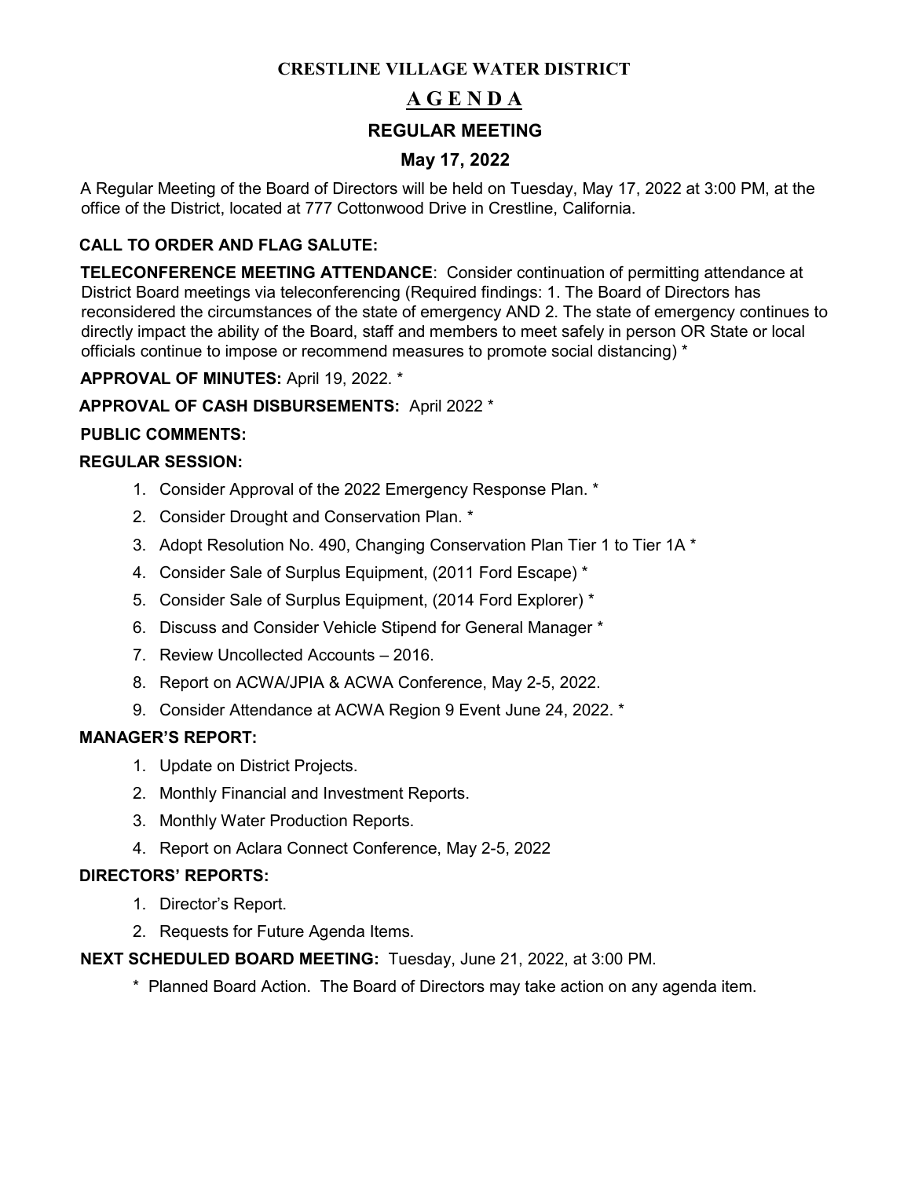**CRESTLINE VILLAGE WATER DISTRICT**

# A G E N D A

## REGULAR MEETING

## May 17, 2022

A Regular Meeting of the Board of Directors will be held on Tuesday, May 17, 2022 at 3:00 PM, at the office of the District, located at 777 Cottonwood Drive in Crestline, California.

**CALL TO ORDER AND FLAG SALUTE:**

**TELECONFERENCE MEETING ATTENDANCE**: Consider continuation of permitting attendance at District Board meetings via teleconferencing (Required findings: 1. The Board of Directors has reconsidered the circumstances of the state of emergency AND 2. The state of emergency continues to directly impact the ability of the Board, staff and members to meet safely in person OR State or local officials continue to impose or recommend measures to promote social distancing) *

**APPROVAL OF MINUTES:** April 19, 2022. *

**APPROVAL OF CASH DISBURSEMENTS:** April 2022 *

**PUBLIC COMMENTS:**

**REGULAR SESSION:**

1. Consider Approval of the 2022 Emergency Response Plan. *
2. Consider Drought and Conservation Plan. *
3. Adopt Resolution No. 490, Changing Conservation Plan Tier 1 to Tier 1A *
4. Consider Sale of Surplus Equipment, (2011 Ford Escape) *
5. Consider Sale of Surplus Equipment, (2014 Ford Explorer) *
6. Discuss and Consider Vehicle Stipend for General Manager *
7. Review Uncollected Accounts – 2016.
8. Report on ACWA/JPIA & ACWA Conference, May 2-5, 2022.
9. Consider Attendance at ACWA Region 9 Event June 24, 2022. *

**MANAGER'S REPORT:**

1. Update on District Projects.
2. Monthly Financial and Investment Reports.
3. Monthly Water Production Reports.
4. Report on Aclara Connect Conference, May 2-5, 2022

**DIRECTORS' REPORTS:**

1. Director's Report.
2. Requests for Future Agenda Items.

**NEXT SCHEDULED BOARD MEETING:** Tuesday, June 21, 2022, at 3:00 PM.

\* Planned Board Action. The Board of Directors may take action on any agenda item.